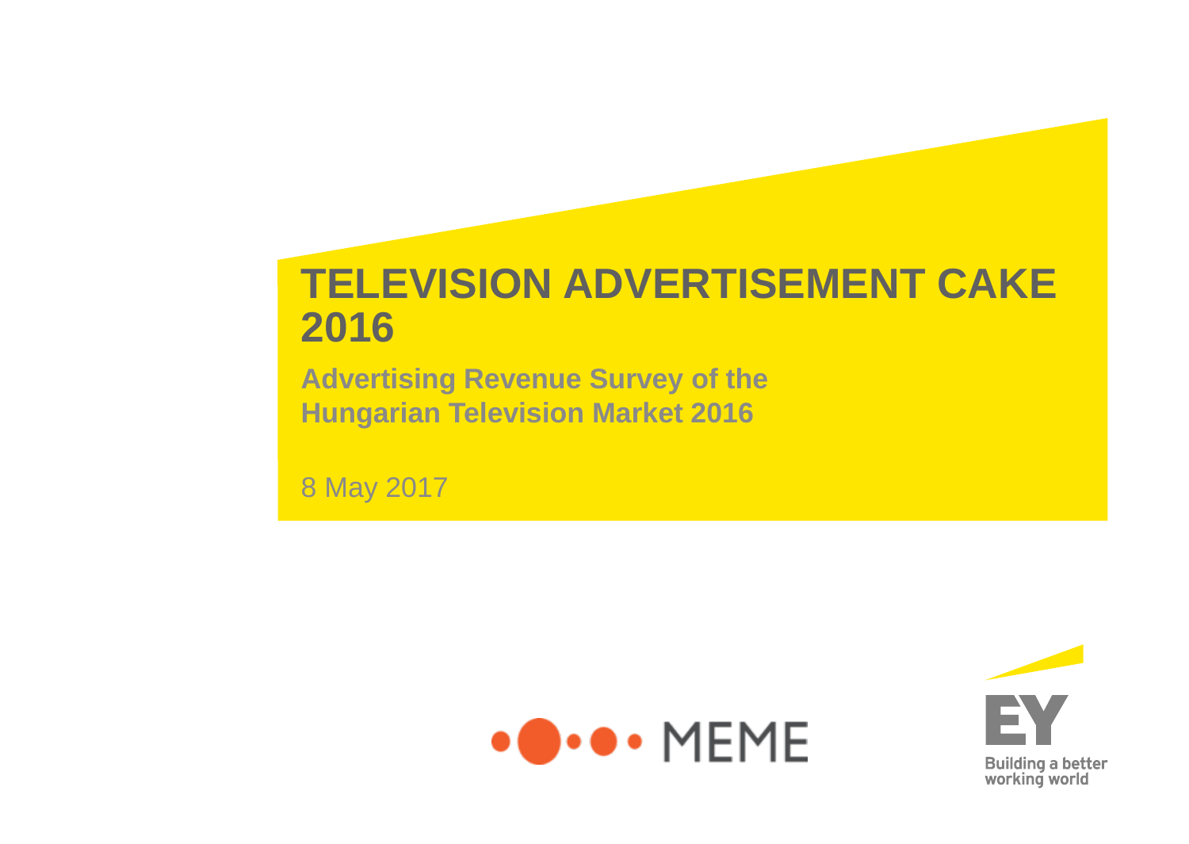# TELEVISION ADVERTISEMENT CAKE 2016

**Advertising Revenue Survey of the Hungarian Television Market 2016**

8 May 2017

MEME

EY

Building a better working world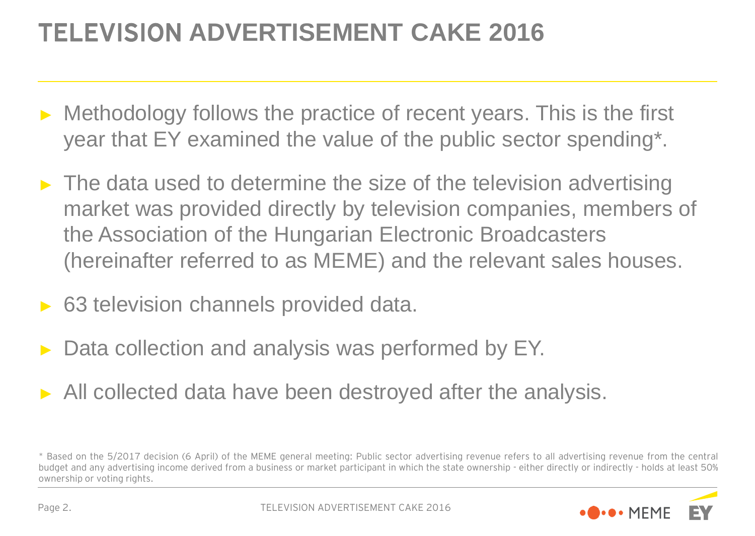# TELEVISION ADVERTISEMENT CAKE 2016

- Methodology follows the practice of recent years. This is the first year that EY examined the value of the public sector spending*.
- The data used to determine the size of the television advertising market was provided directly by television companies, members of the Association of the Hungarian Electronic Broadcasters (hereinafter referred to as MEME) and the relevant sales houses.
- 63 television channels provided data.
- Data collection and analysis was performed by EY.
- All collected data have been destroyed after the analysis.

* Based on the 5/2017 decision (6 April) of the MEME general meeting: Public sector advertising revenue refers to all advertising revenue from the central budget and any advertising income derived from a business or market participant in which the state ownership - either directly or indirectly - holds at least 50% ownership or voting rights.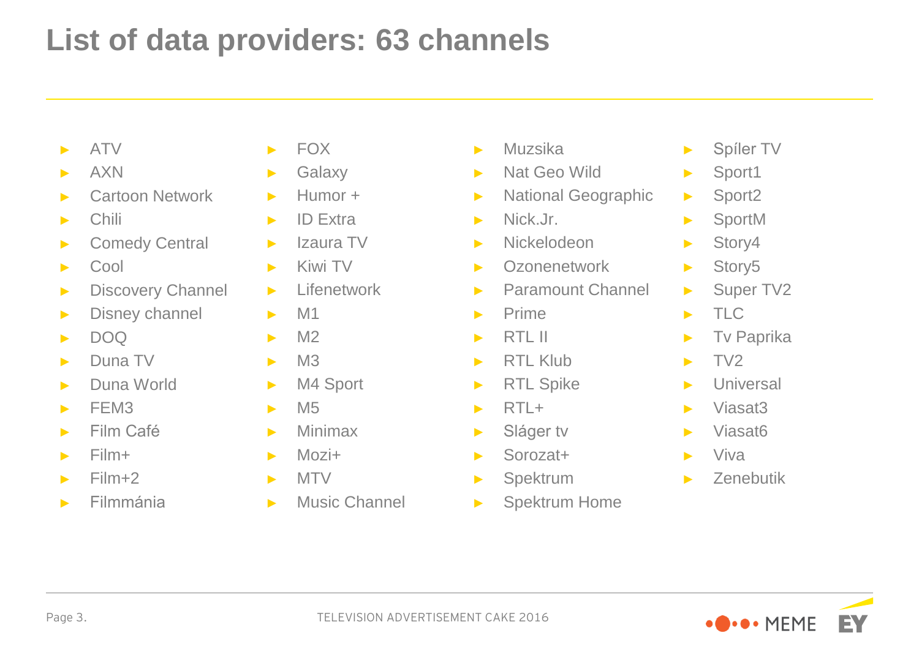# List of data providers: 63 channels

- ATV
- AXN
- Cartoon Network
- Chili
- Comedy Central
- Cool
- Discovery Channel
- Disney channel
- DOQ
- Duna TV
- Duna World
- FEM3
- Film Café
- Film+
- Film+2
- Filmmánia
- FOX
- Galaxy
- Humor +
- ID Extra
- Izaura TV
- Kiwi TV
- Lifenetwork
- M1
- M2
- M3
- M4 Sport
- M5
- Minimax
- Mozi+
- MTV
- Music Channel
- Muzsika
- Nat Geo Wild
- National Geographic
- Nick.Jr.
- Nickelodeon
- Ozonenetwork
- Paramount Channel
- Prime
- RTL II
- RTL Klub
- RTL Spike
- RTL+
- Sláger tv
- Sorozat+
- Spektrum
- Spektrum Home
- Spíler TV
- Sport1
- Sport2
- SportM
- Story4
- Story5
- Super TV2
- TLC
- Tv Paprika
- TV2
- Universal
- Viasat3
- Viasat6
- Viva
- Zenebutik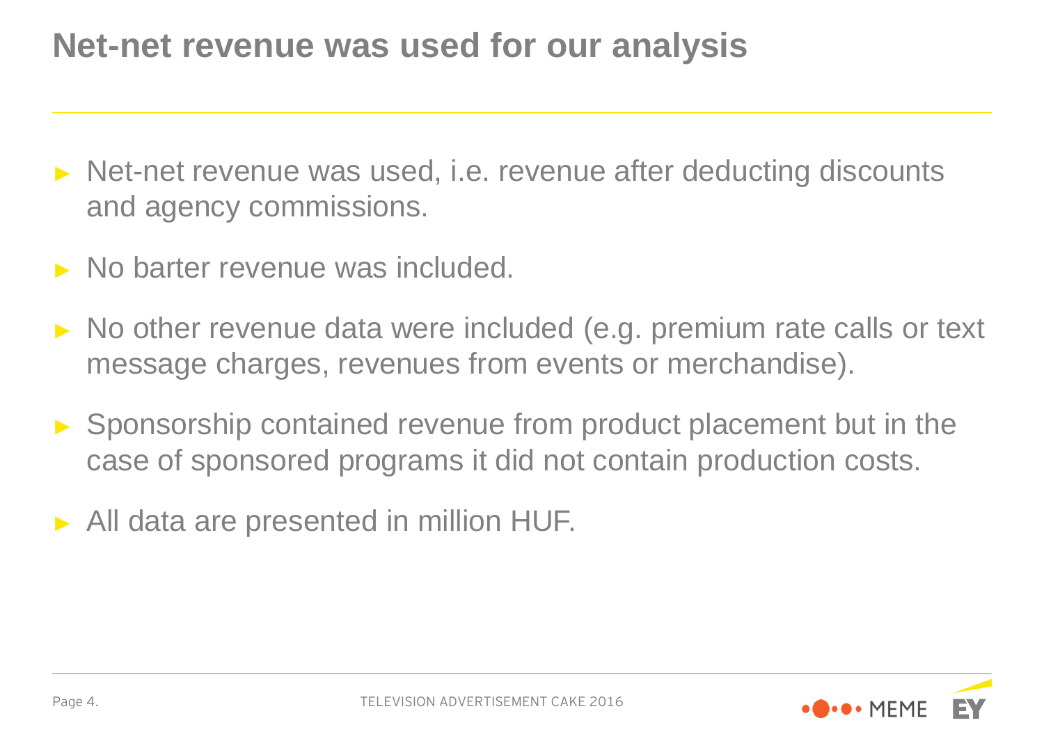# Net-net revenue was used for our analysis

- Net-net revenue was used, i.e. revenue after deducting discounts and agency commissions.
- No barter revenue was included.
- No other revenue data were included (e.g. premium rate calls or text message charges, revenues from events or merchandise).
- Sponsorship contained revenue from product placement but in the case of sponsored programs it did not contain production costs.
- All data are presented in million HUF.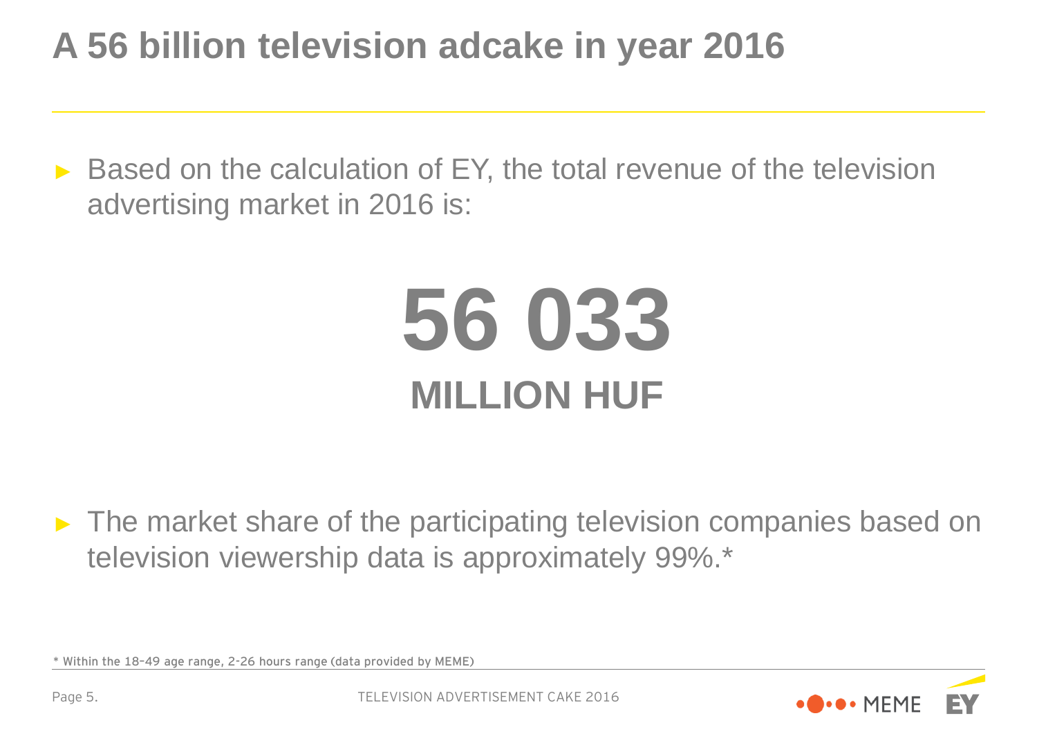# A 56 billion television adcake in year 2016

- Based on the calculation of EY, the total revenue of the television advertising market in 2016 is:

**56 033**

**MILLION HUF**

- The market share of the participating television companies based on television viewership data is approximately 99%.*

\* Within the 18–49 age range, 2-26 hours range (data provided by MEME)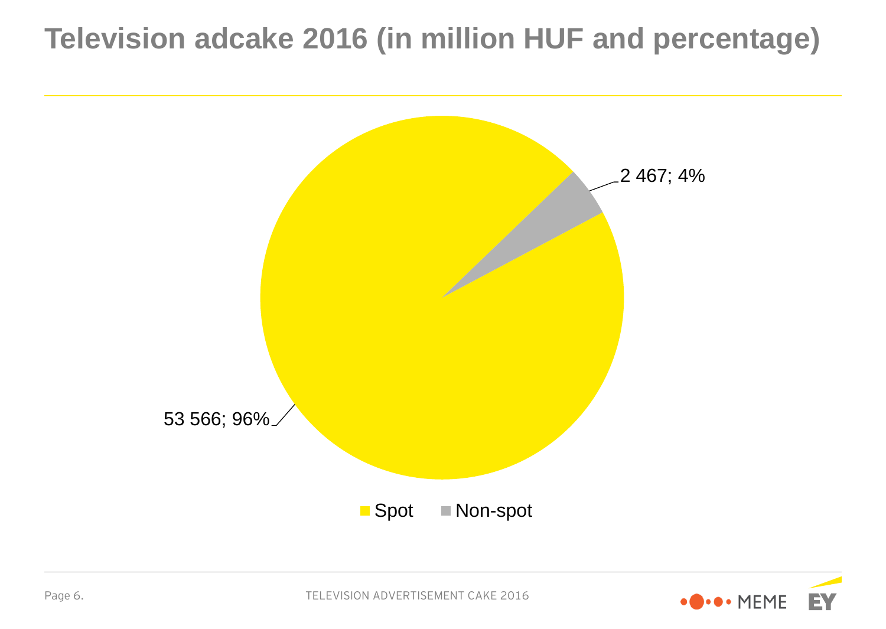# Television adcake 2016 (in million HUF and percentage)

| Category | Value (million HUF) | Percentage |
|---|---|---|
| Spot | 53 566 | 96% |
| Non-spot | 2 467 | 4% |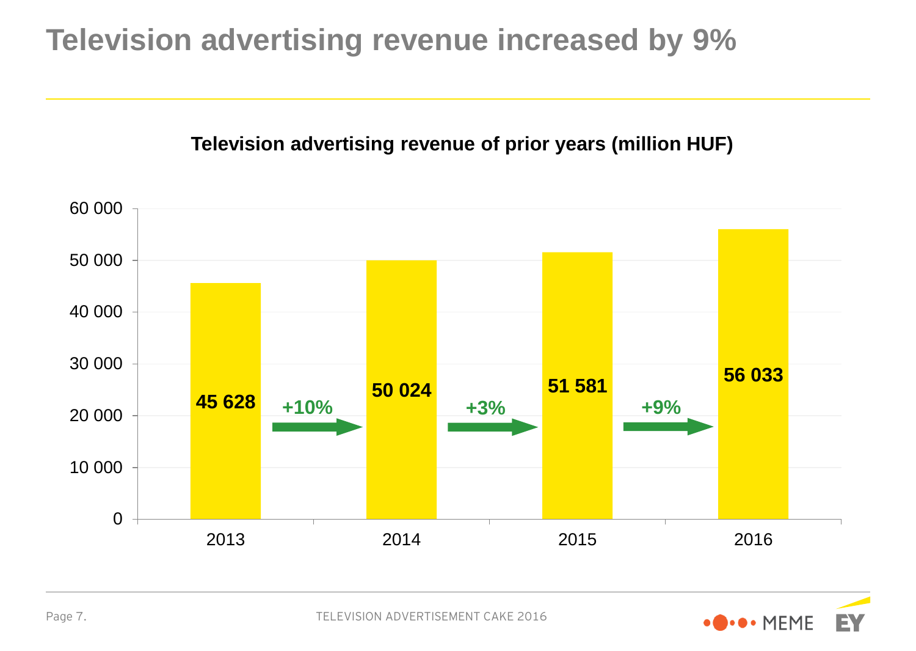# Television advertising revenue increased by 9%

**Television advertising revenue of prior years (million HUF)**

| Year | Revenue (million HUF) | Change |
| --- | --- | --- |
| 2013 | 45 628 | |
| 2014 | 50 024 | +10% |
| 2015 | 51 581 | +3% |
| 2016 | 56 033 | +9% |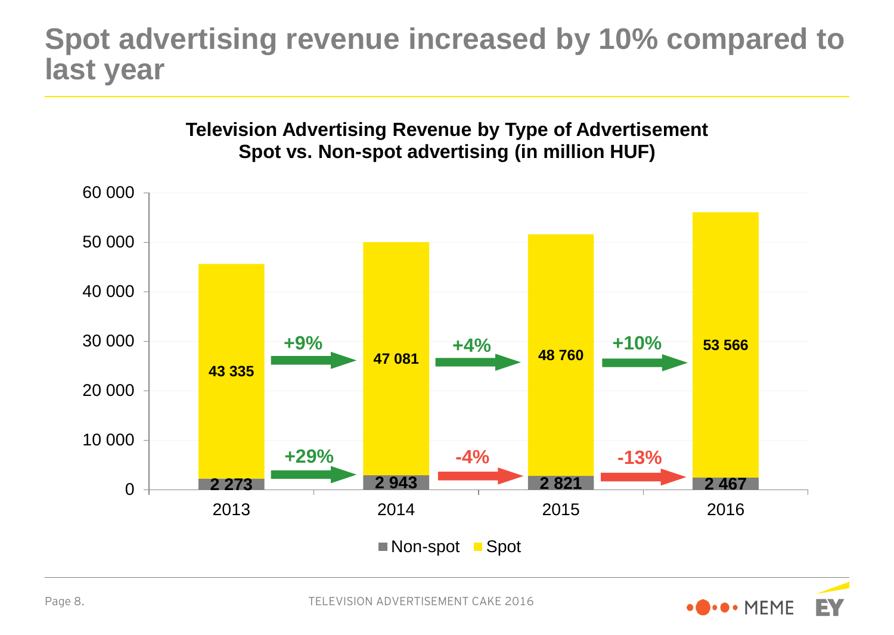# Spot advertising revenue increased by 10% compared to last year

**Television Advertising Revenue by Type of Advertisement**
**Spot vs. Non-spot advertising (in million HUF)**

| | 2013 | 2014 | 2015 | 2016 |
|---|---|---|---|---|
| Spot | 43 335 | 47 081 | 48 760 | 53 566 |
| Non-spot | 2 273 | 2 943 | 2 821 | 2 467 |

Spot: 2013→2014 +9%, 2014→2015 +4%, 2015→2016 +10%

Non-spot: 2013→2014 +29%, 2014→2015 -4%, 2015→2016 -13%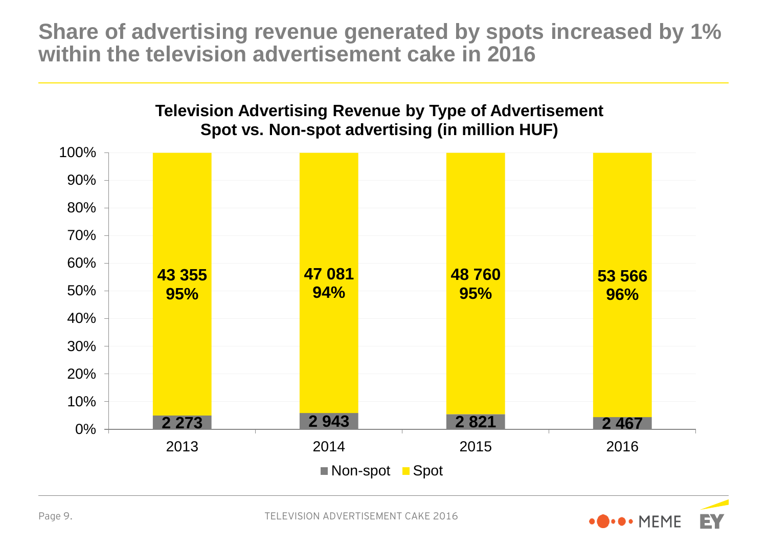# Share of advertising revenue generated by spots increased by 1% within the television advertisement cake in 2016

**Television Advertising Revenue by Type of Advertisement**
**Spot vs. Non-spot advertising (in million HUF)**

| | 2013 | 2014 | 2015 | 2016 |
|---|---|---|---|---|
| Spot | 43 355 (95%) | 47 081 (94%) | 48 760 (95%) | 53 566 (96%) |
| Non-spot | 2 273 | 2 943 | 2 821 | 2 467 |

TELEVISION ADVERTISEMENT CAKE 2016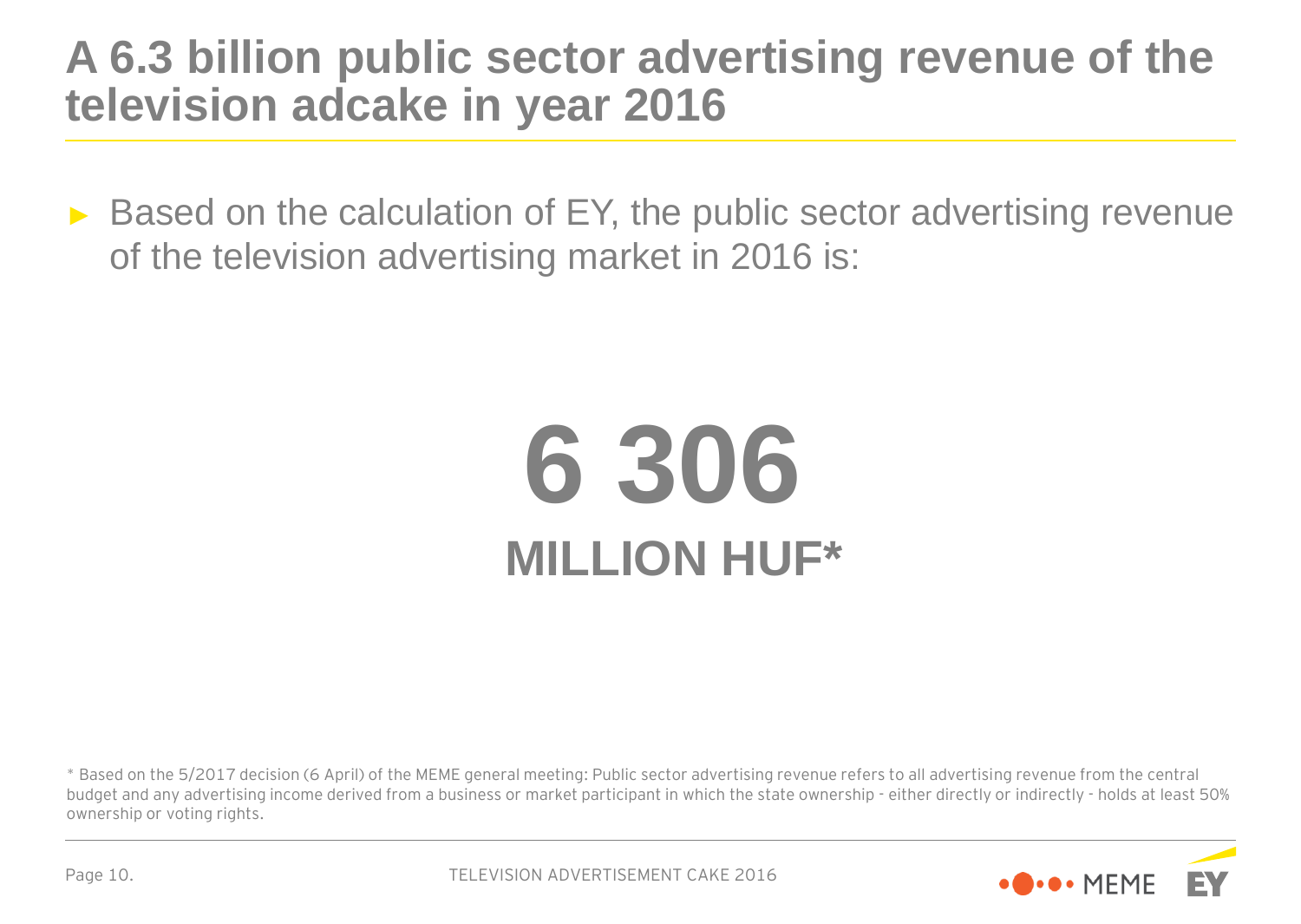# A 6.3 billion public sector advertising revenue of the television adcake in year 2016

- Based on the calculation of EY, the public sector advertising revenue of the television advertising market in 2016 is:

**6 306**

**MILLION HUF***

* Based on the 5/2017 decision (6 April) of the MEME general meeting: Public sector advertising revenue refers to all advertising revenue from the central budget and any advertising income derived from a business or market participant in which the state ownership - either directly or indirectly - holds at least 50% ownership or voting rights.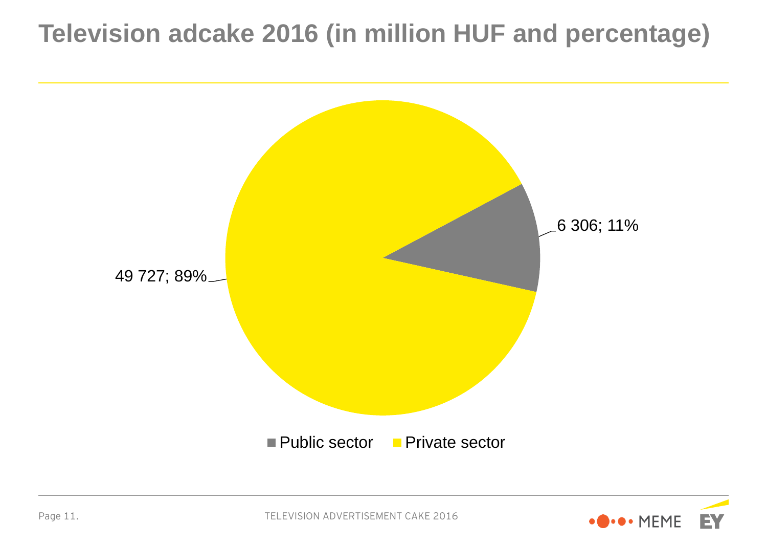# Television adcake 2016 (in million HUF and percentage)

| Sector | Value (million HUF) | Percentage |
| --- | --- | --- |
| Public sector | 6 306 | 11% |
| Private sector | 49 727 | 89% |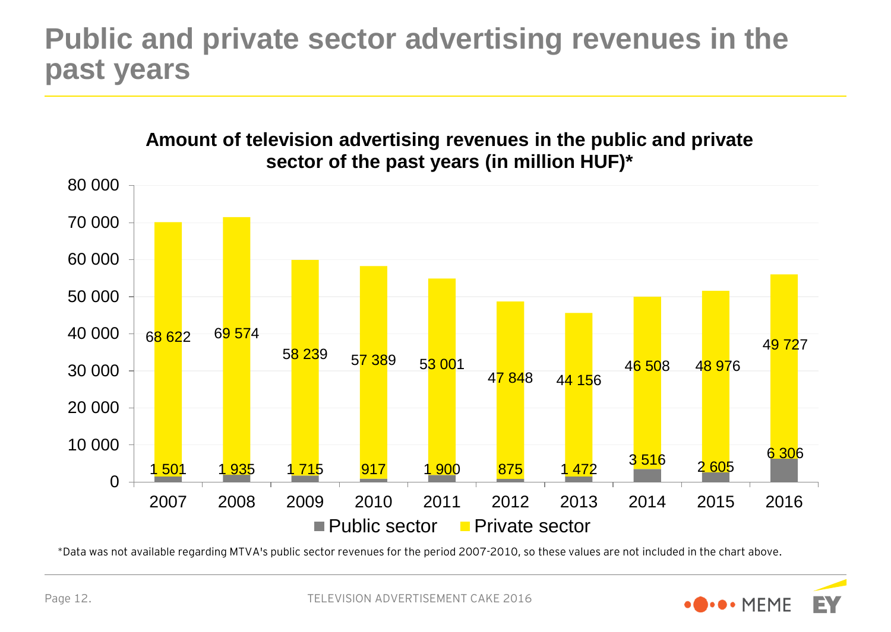# Public and private sector advertising revenues in the past years

**Amount of television advertising revenues in the public and private sector of the past years (in million HUF)***

| Year | Public sector | Private sector |
|---|---|---|
| 2007 | 1 501 | 68 622 |
| 2008 | 1 935 | 69 574 |
| 2009 | 1 715 | 58 239 |
| 2010 | 917 | 57 389 |
| 2011 | 1 900 | 53 001 |
| 2012 | 875 | 47 848 |
| 2013 | 1 472 | 44 156 |
| 2014 | 3 516 | 46 508 |
| 2015 | 2 605 | 48 976 |
| 2016 | 6 306 | 49 727 |

*Data was not available regarding MTVA's public sector revenues for the period 2007-2010, so these values are not included in the chart above.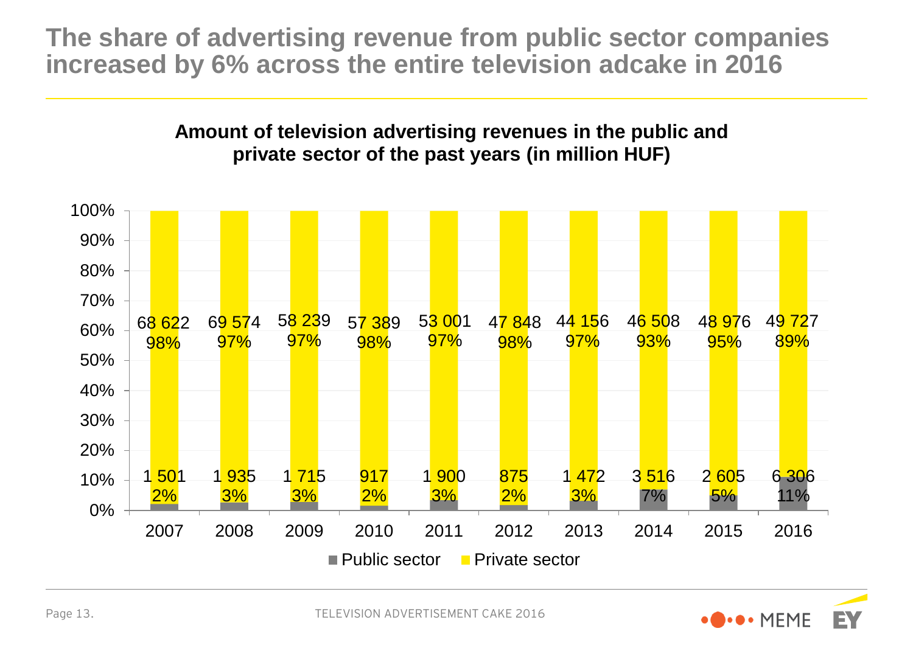# The share of advertising revenue from public sector companies increased by 6% across the entire television adcake in 2016

**Amount of television advertising revenues in the public and private sector of the past years (in million HUF)**

| Year | Public sector | Public sector share | Private sector | Private sector share |
|---|---|---|---|---|
| 2007 | 1 501 | 2% | 68 622 | 98% |
| 2008 | 1 935 | 3% | 69 574 | 97% |
| 2009 | 1 715 | 3% | 58 239 | 97% |
| 2010 | 917 | 2% | 57 389 | 98% |
| 2011 | 1 900 | 3% | 53 001 | 97% |
| 2012 | 875 | 2% | 47 848 | 98% |
| 2013 | 1 472 | 3% | 44 156 | 97% |
| 2014 | 3 516 | 7% | 46 508 | 93% |
| 2015 | 2 605 | 5% | 48 976 | 95% |
| 2016 | 6 306 | 11% | 49 727 | 89% |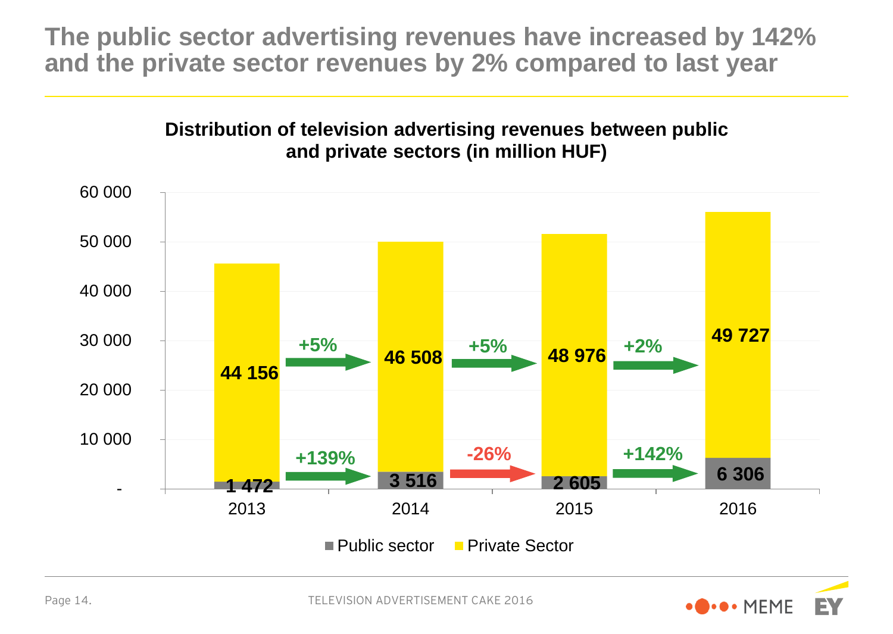# The public sector advertising revenues have increased by 142% and the private sector revenues by 2% compared to last year

**Distribution of television advertising revenues between public and private sectors (in million HUF)**

| | 2013 | 2014 | 2015 | 2016 |
|---|---|---|---|---|
| Private Sector | 44 156 | 46 508 | 48 976 | 49 727 |
| Public sector | 1 472 | 3 516 | 2 605 | 6 306 |

| Change | 2013→2014 | 2014→2015 | 2015→2016 |
|---|---|---|---|
| Private Sector | +5% | +5% | +2% |
| Public sector | +139% | -26% | +142% |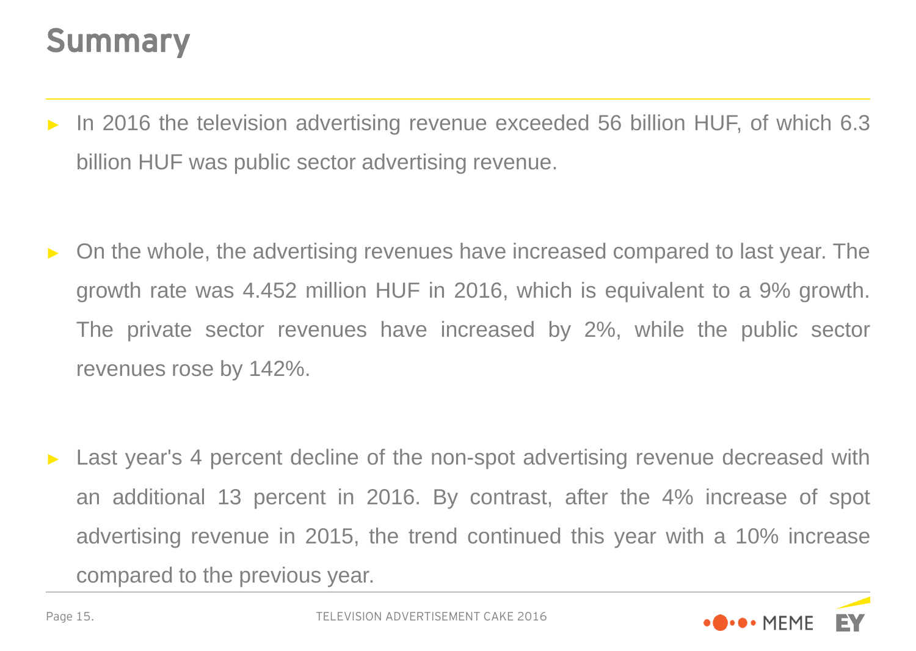# Summary

- In 2016 the television advertising revenue exceeded 56 billion HUF, of which 6.3 billion HUF was public sector advertising revenue.

- On the whole, the advertising revenues have increased compared to last year. The growth rate was 4.452 million HUF in 2016, which is equivalent to a 9% growth. The private sector revenues have increased by 2%, while the public sector revenues rose by 142%.

- Last year's 4 percent decline of the non-spot advertising revenue decreased with an additional 13 percent in 2016. By contrast, after the 4% increase of spot advertising revenue in 2015, the trend continued this year with a 10% increase compared to the previous year.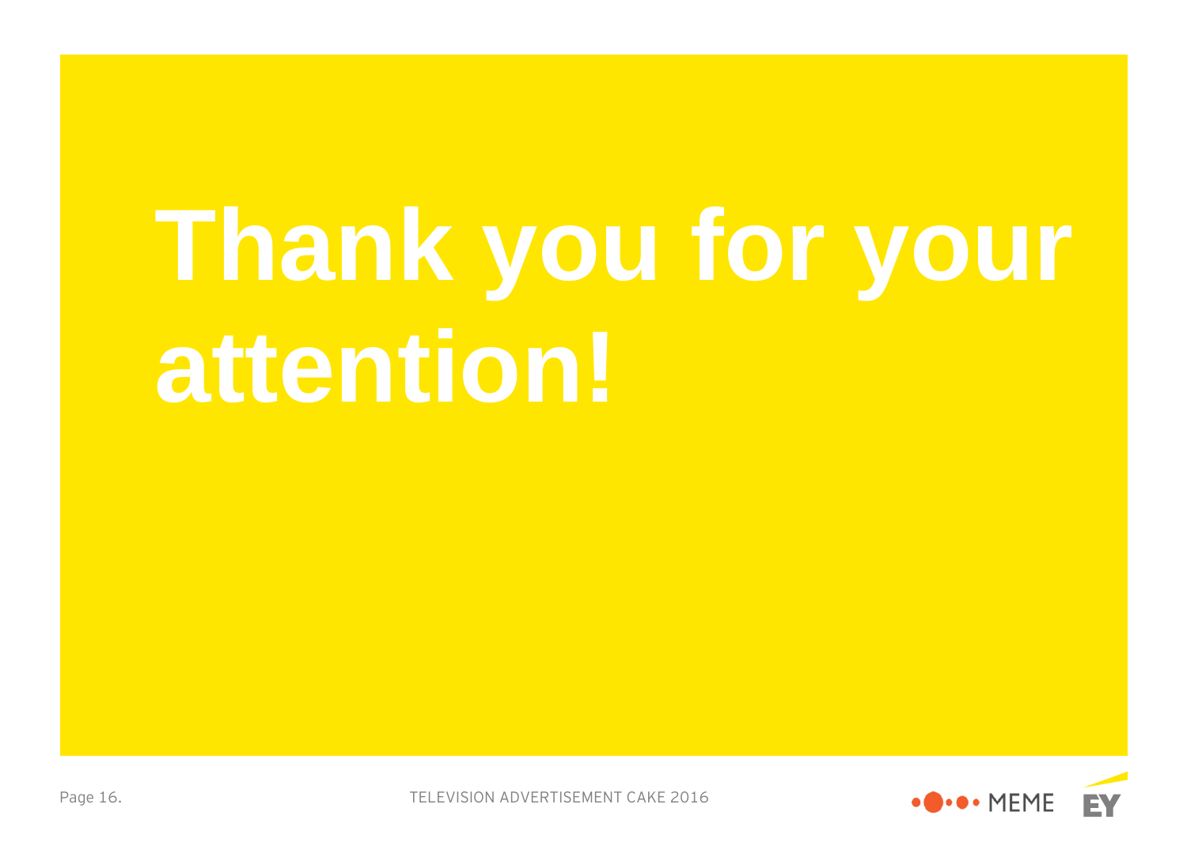# Thank you for your attention!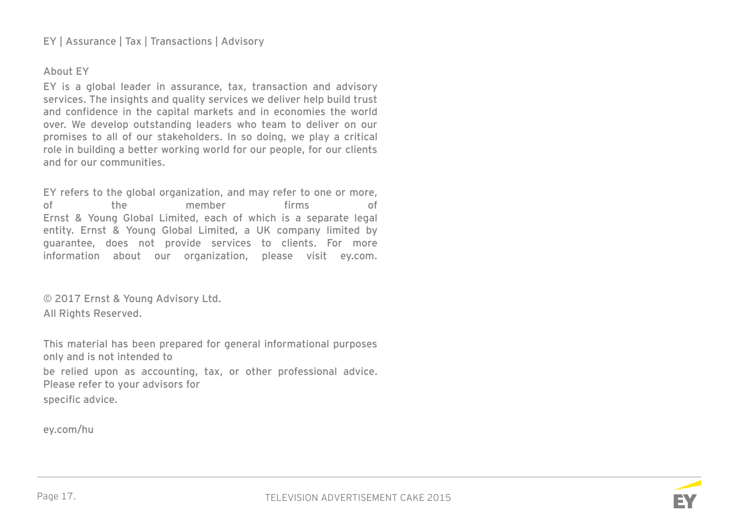EY | Assurance | Tax | Transactions | Advisory

About EY

EY is a global leader in assurance, tax, transaction and advisory services. The insights and quality services we deliver help build trust and confidence in the capital markets and in economies the world over. We develop outstanding leaders who team to deliver on our promises to all of our stakeholders. In so doing, we play a critical role in building a better working world for our people, for our clients and for our communities.

EY refers to the global organization, and may refer to one or more, of the member firms of Ernst & Young Global Limited, each of which is a separate legal entity. Ernst & Young Global Limited, a UK company limited by guarantee, does not provide services to clients. For more information about our organization, please visit ey.com.

© 2017 Ernst & Young Advisory Ltd.
All Rights Reserved.

This material has been prepared for general informational purposes only and is not intended to be relied upon as accounting, tax, or other professional advice. Please refer to your advisors for specific advice.

ey.com/hu